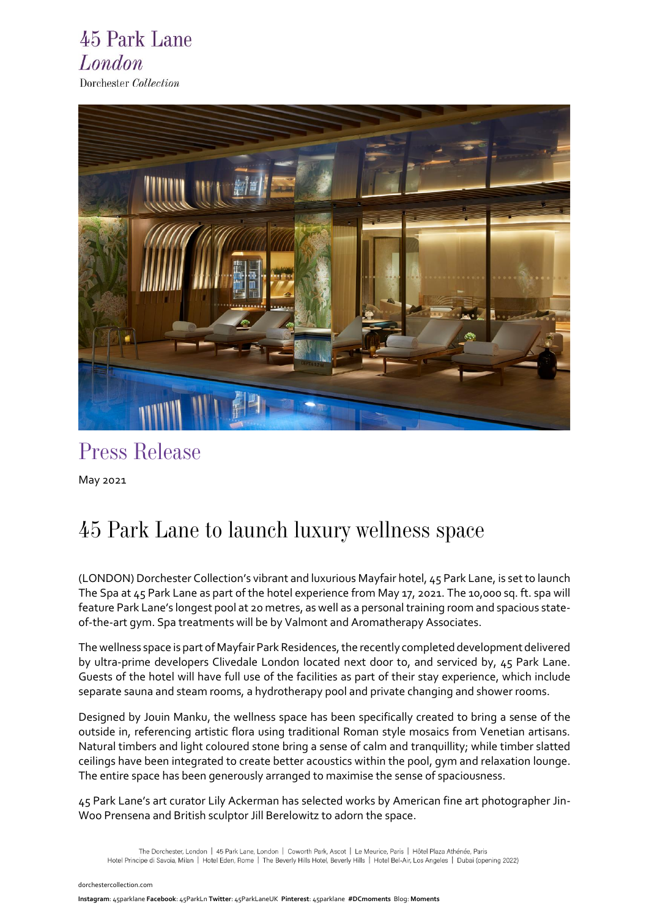45 Park Lane
*London*
Dorchester *Collection*

# Press Release

May 2021

## 45 Park Lane to launch luxury wellness space

(LONDON) Dorchester Collection's vibrant and luxurious Mayfair hotel, 45 Park Lane, is set to launch The Spa at 45 Park Lane as part of the hotel experience from May 17, 2021. The 10,000 sq. ft. spa will feature Park Lane's longest pool at 20 metres, as well as a personal training room and spacious state-of-the-art gym. Spa treatments will be by Valmont and Aromatherapy Associates.

The wellness space is part of Mayfair Park Residences, the recently completed development delivered by ultra-prime developers Clivedale London located next door to, and serviced by, 45 Park Lane. Guests of the hotel will have full use of the facilities as part of their stay experience, which include separate sauna and steam rooms, a hydrotherapy pool and private changing and shower rooms.

Designed by Jouin Manku, the wellness space has been specifically created to bring a sense of the outside in, referencing artistic flora using traditional Roman style mosaics from Venetian artisans. Natural timbers and light coloured stone bring a sense of calm and tranquillity; while timber slatted ceilings have been integrated to create better acoustics within the pool, gym and relaxation lounge. The entire space has been generously arranged to maximise the sense of spaciousness.

45 Park Lane's art curator Lily Ackerman has selected works by American fine art photographer Jin-Woo Prensena and British sculptor Jill Berelowitz to adorn the space.

The Dorchester, London | 45 Park Lane, London | Coworth Park, Ascot | Le Meurice, Paris | Hôtel Plaza Athénée, Paris
Hotel Principe di Savoia, Milan | Hotel Eden, Rome | The Beverly Hills Hotel, Beverly Hills | Hotel Bel-Air, Los Angeles | Dubai (opening 2022)

dorchestercollection.com

**Instagram**: 45parklane **Facebook**: 45ParkLn **Twitter**: 45ParkLaneUK **Pinterest**: 45parklane **#DCmoments** Blog: **Moments**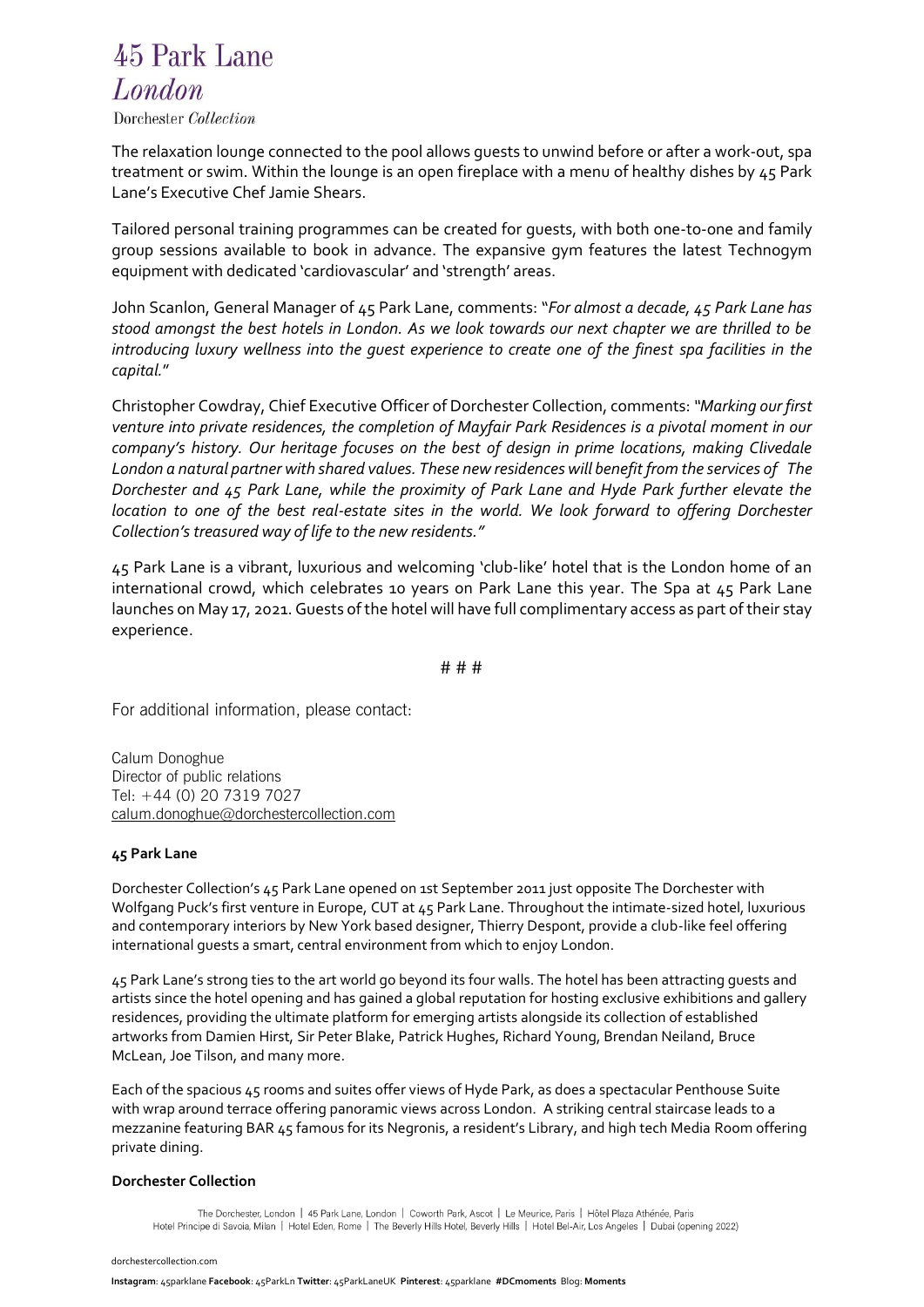The relaxation lounge connected to the pool allows guests to unwind before or after a work-out, spa treatment or swim. Within the lounge is an open fireplace with a menu of healthy dishes by 45 Park Lane's Executive Chef Jamie Shears.

Tailored personal training programmes can be created for guests, with both one-to-one and family group sessions available to book in advance. The expansive gym features the latest Technogym equipment with dedicated 'cardiovascular' and 'strength' areas.

John Scanlon, General Manager of 45 Park Lane, comments: "*For almost a decade, 45 Park Lane has stood amongst the best hotels in London. As we look towards our next chapter we are thrilled to be introducing luxury wellness into the guest experience to create one of the finest spa facilities in the capital.*"

Christopher Cowdray, Chief Executive Officer of Dorchester Collection, comments: *"Marking our first venture into private residences, the completion of Mayfair Park Residences is a pivotal moment in our company's history. Our heritage focuses on the best of design in prime locations, making Clivedale London a natural partner with shared values. These new residences will benefit from the services of The Dorchester and 45 Park Lane, while the proximity of Park Lane and Hyde Park further elevate the location to one of the best real-estate sites in the world. We look forward to offering Dorchester Collection's treasured way of life to the new residents."*

45 Park Lane is a vibrant, luxurious and welcoming 'club-like' hotel that is the London home of an international crowd, which celebrates 10 years on Park Lane this year. The Spa at 45 Park Lane launches on May 17, 2021. Guests of the hotel will have full complimentary access as part of their stay experience.

# # #

For additional information, please contact:

Calum Donoghue
Director of public relations
Tel: +44 (0) 20 7319 7027
calum.donoghue@dorchestercollection.com

**45 Park Lane**

Dorchester Collection's 45 Park Lane opened on 1st September 2011 just opposite The Dorchester with Wolfgang Puck's first venture in Europe, CUT at 45 Park Lane. Throughout the intimate-sized hotel, luxurious and contemporary interiors by New York based designer, Thierry Despont, provide a club-like feel offering international guests a smart, central environment from which to enjoy London.

45 Park Lane's strong ties to the art world go beyond its four walls. The hotel has been attracting guests and artists since the hotel opening and has gained a global reputation for hosting exclusive exhibitions and gallery residences, providing the ultimate platform for emerging artists alongside its collection of established artworks from Damien Hirst, Sir Peter Blake, Patrick Hughes, Richard Young, Brendan Neiland, Bruce McLean, Joe Tilson, and many more.

Each of the spacious 45 rooms and suites offer views of Hyde Park, as does a spectacular Penthouse Suite with wrap around terrace offering panoramic views across London. A striking central staircase leads to a mezzanine featuring BAR 45 famous for its Negronis, a resident's Library, and high tech Media Room offering private dining.

**Dorchester Collection**

The Dorchester, London | 45 Park Lane, London | Coworth Park, Ascot | Le Meurice, Paris | Hôtel Plaza Athénée, Paris
Hotel Principe di Savoia, Milan | Hotel Eden, Rome | The Beverly Hills Hotel, Beverly Hills | Hotel Bel-Air, Los Angeles | Dubai (opening 2022)

dorchestercollection.com

**Instagram**: 45parklane **Facebook**: 45ParkLn **Twitter**: 45ParkLaneUK **Pinterest**: 45parklane **#DCmoments** Blog: **Moments**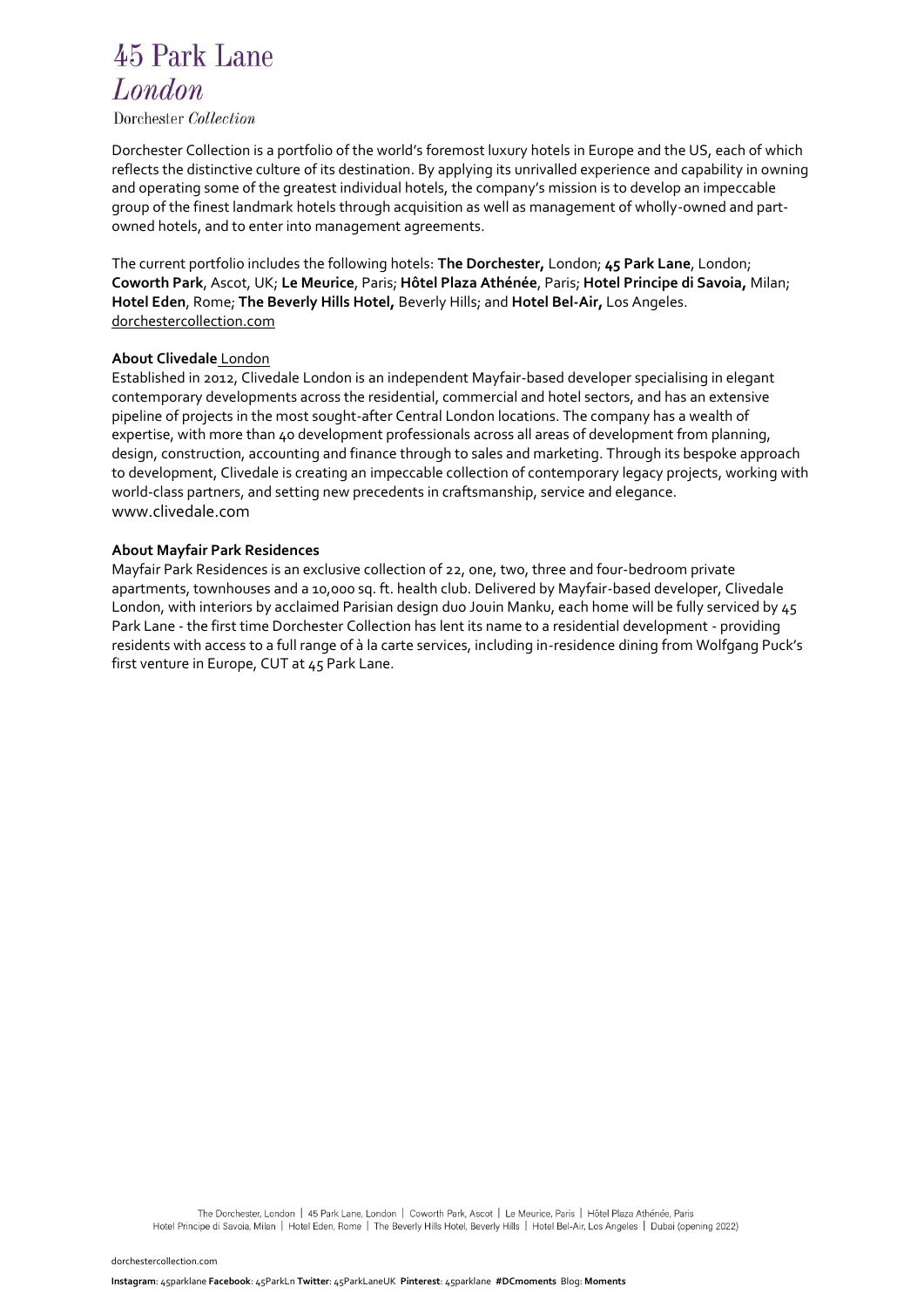Dorchester Collection is a portfolio of the world's foremost luxury hotels in Europe and the US, each of which reflects the distinctive culture of its destination. By applying its unrivalled experience and capability in owning and operating some of the greatest individual hotels, the company's mission is to develop an impeccable group of the finest landmark hotels through acquisition as well as management of wholly-owned and part-owned hotels, and to enter into management agreements.

The current portfolio includes the following hotels: **The Dorchester,** London; **45 Park Lane**, London; **Coworth Park**, Ascot, UK; **Le Meurice**, Paris; **Hôtel Plaza Athénée**, Paris; **Hotel Principe di Savoia,** Milan; **Hotel Eden**, Rome; **The Beverly Hills Hotel,** Beverly Hills; and **Hotel Bel-Air,** Los Angeles.
dorchestercollection.com

**About Clivedale London**

Established in 2012, Clivedale London is an independent Mayfair-based developer specialising in elegant contemporary developments across the residential, commercial and hotel sectors, and has an extensive pipeline of projects in the most sought-after Central London locations. The company has a wealth of expertise, with more than 40 development professionals across all areas of development from planning, design, construction, accounting and finance through to sales and marketing. Through its bespoke approach to development, Clivedale is creating an impeccable collection of contemporary legacy projects, working with world-class partners, and setting new precedents in craftsmanship, service and elegance.
www.clivedale.com

**About Mayfair Park Residences**

Mayfair Park Residences is an exclusive collection of 22, one, two, three and four-bedroom private apartments, townhouses and a 10,000 sq. ft. health club. Delivered by Mayfair-based developer, Clivedale London, with interiors by acclaimed Parisian design duo Jouin Manku, each home will be fully serviced by 45 Park Lane - the first time Dorchester Collection has lent its name to a residential development - providing residents with access to a full range of à la carte services, including in-residence dining from Wolfgang Puck's first venture in Europe, CUT at 45 Park Lane.